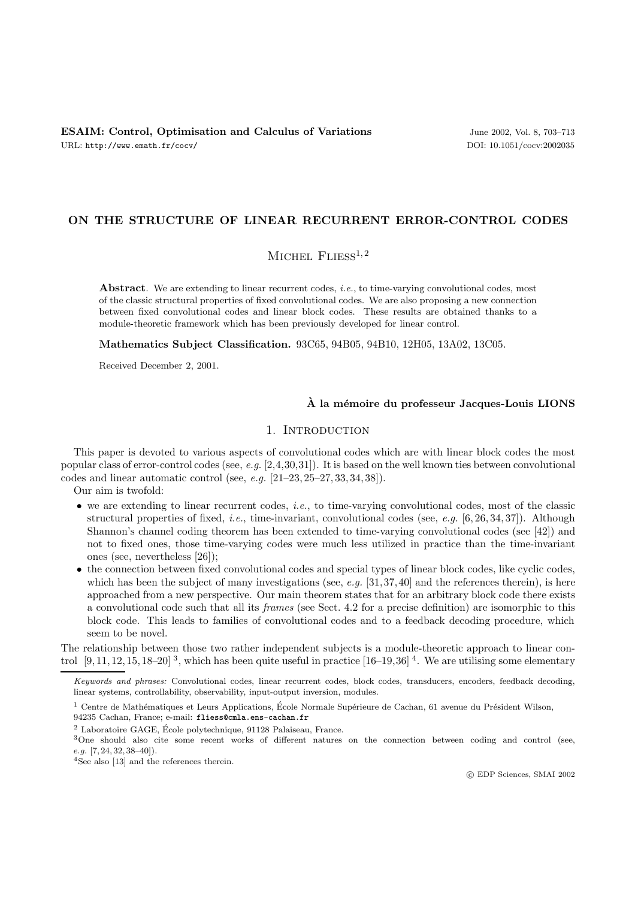# ON THE STRUCTURE OF LINEAR RECURRENT ERROR-CONTROL CODES

Michel Fliess[1,2]

**Abstract**. We are extending to linear recurrent codes, *i.e.*, to time-varying convolutional codes, most of the classic structural properties of fixed convolutional codes. We are also proposing a new connection between fixed convolutional codes and linear block codes. These results are obtained thanks to a module-theoretic framework which has been previously developed for linear control.

**Mathematics Subject Classification.** 93C65, 94B05, 94B10, 12H05, 13A02, 13C05.

Received December 2, 2001.

**À la mémoire du professeur Jacques-Louis LIONS**

## 1. Introduction

This paper is devoted to various aspects of convolutional codes which are with linear block codes the most popular class of error-control codes (see, *e.g.* [2,4,30,31]). It is based on the well known ties between convolutional codes and linear automatic control (see, *e.g.* [21–23,25–27,33,34,38]).

Our aim is twofold:

- we are extending to linear recurrent codes, *i.e.*, to time-varying convolutional codes, most of the classic structural properties of fixed, *i.e.*, time-invariant, convolutional codes (see, *e.g.* [6,26,34,37]). Although Shannon's channel coding theorem has been extended to time-varying convolutional codes (see [42]) and not to fixed ones, those time-varying codes were much less utilized in practice than the time-invariant ones (see, nevertheless [26]);
- the connection between fixed convolutional codes and special types of linear block codes, like cyclic codes, which has been the subject of many investigations (see, *e.g.* [31,37,40] and the references therein), is here approached from a new perspective. Our main theorem states that for an arbitrary block code there exists a convolutional code such that all its *frames* (see Sect. 4.2 for a precise definition) are isomorphic to this block code. This leads to families of convolutional codes and to a feedback decoding procedure, which seem to be novel.

The relationship between those two rather independent subjects is a module-theoretic approach to linear control [9,11,12,15,18–20] [3], which has been quite useful in practice [16–19,36] [4]. We are utilising some elementary

---

*Keywords and phrases:* Convolutional codes, linear recurrent codes, block codes, transducers, encoders, feedback decoding, linear systems, controllability, observability, input-output inversion, modules.

[1] Centre de Mathématiques et Leurs Applications, École Normale Supérieure de Cachan, 61 avenue du Président Wilson, 94235 Cachan, France; e-mail: fliess@cmla.ens-cachan.fr

[2] Laboratoire GAGE, École polytechnique, 91128 Palaiseau, France.

[3] One should also cite some recent works of different natures on the connection between coding and control (see, *e.g.* [7,24,32,38–40]).

[4] See also [13] and the references therein.

© EDP Sciences, SMAI 2002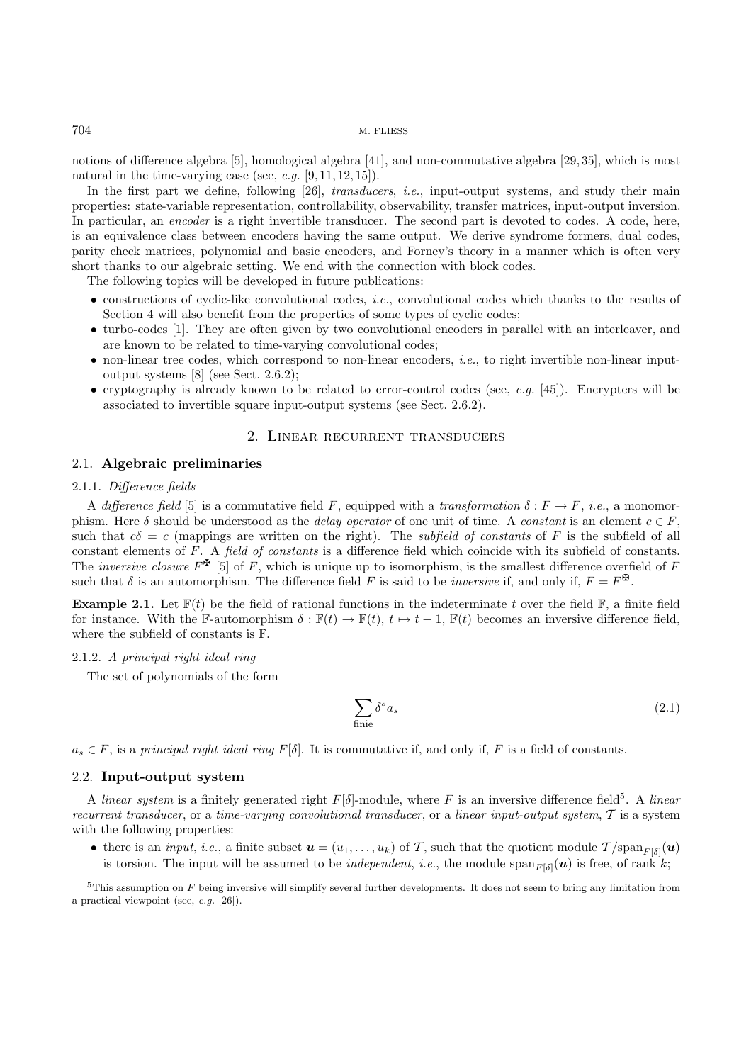notions of difference algebra [5], homological algebra [41], and non-commutative algebra [29, 35], which is most natural in the time-varying case (see, *e.g.* [9, 11, 12, 15]).

In the first part we define, following [26], *transducers*, *i.e.*, input-output systems, and study their main properties: state-variable representation, controllability, observability, transfer matrices, input-output inversion. In particular, an *encoder* is a right invertible transducer. The second part is devoted to codes. A code, here, is an equivalence class between encoders having the same output. We derive syndrome formers, dual codes, parity check matrices, polynomial and basic encoders, and Forney's theory in a manner which is often very short thanks to our algebraic setting. We end with the connection with block codes.

The following topics will be developed in future publications:

- constructions of cyclic-like convolutional codes, *i.e.*, convolutional codes which thanks to the results of Section 4 will also benefit from the properties of some types of cyclic codes;
- turbo-codes [1]. They are often given by two convolutional encoders in parallel with an interleaver, and are known to be related to time-varying convolutional codes;
- non-linear tree codes, which correspond to non-linear encoders, *i.e.*, to right invertible non-linear input-output systems [8] (see Sect. 2.6.2);
- cryptography is already known to be related to error-control codes (see, *e.g.* [45]). Encrypters will be associated to invertible square input-output systems (see Sect. 2.6.2).

## 2. Linear recurrent transducers

### 2.1. Algebraic preliminaries

#### 2.1.1. *Difference fields*

A *difference field* [5] is a commutative field $F$, equipped with a *transformation* $\delta : F \to F$, *i.e.*, a monomorphism. Here $\delta$ should be understood as the *delay operator* of one unit of time. A *constant* is an element $c \in F$, such that $c\delta = c$ (mappings are written on the right). The *subfield of constants* of $F$ is the subfield of all constant elements of $F$. A *field of constants* is a difference field which coincide with its subfield of constants. The *inversive closure* $F^{\maltese}$ [5] of $F$, which is unique up to isomorphism, is the smallest difference overfield of $F$ such that $\delta$ is an automorphism. The difference field $F$ is said to be *inversive* if, and only if, $F = F^{\maltese}$.

**Example 2.1.** Let $\mathbb{F}(t)$ be the field of rational functions in the indeterminate $t$ over the field $\mathbb{F}$, a finite field for instance. With the $\mathbb{F}$-automorphism $\delta : \mathbb{F}(t) \to \mathbb{F}(t)$, $t \mapsto t - 1$, $\mathbb{F}(t)$ becomes an inversive difference field, where the subfield of constants is $\mathbb{F}$.

#### 2.1.2. *A principal right ideal ring*

The set of polynomials of the form

$$\sum_{\text{finie}} \delta^s a_s \tag{2.1}$$

$a_s \in F$, is a *principal right ideal ring* $F[\delta]$. It is commutative if, and only if, $F$ is a field of constants.

### 2.2. Input-output system

A *linear system* is a finitely generated right $F[\delta]$-module, where $F$ is an inversive difference field[5]. A *linear recurrent transducer*, or a *time-varying convolutional transducer*, or a *linear input-output system*, $\mathcal{T}$ is a system with the following properties:

- there is an *input*, *i.e.*, a finite subset $\boldsymbol{u} = (u_1, \ldots, u_k)$ of $\mathcal{T}$, such that the quotient module $\mathcal{T}/\text{span}_{F[\delta]}(\boldsymbol{u})$ is torsion. The input will be assumed to be *independent*, *i.e.*, the module $\text{span}_{F[\delta]}(\boldsymbol{u})$ is free, of rank $k$;

[5]This assumption on $F$ being inversive will simplify several further developments. It does not seem to bring any limitation from a practical viewpoint (see, *e.g.* [26]).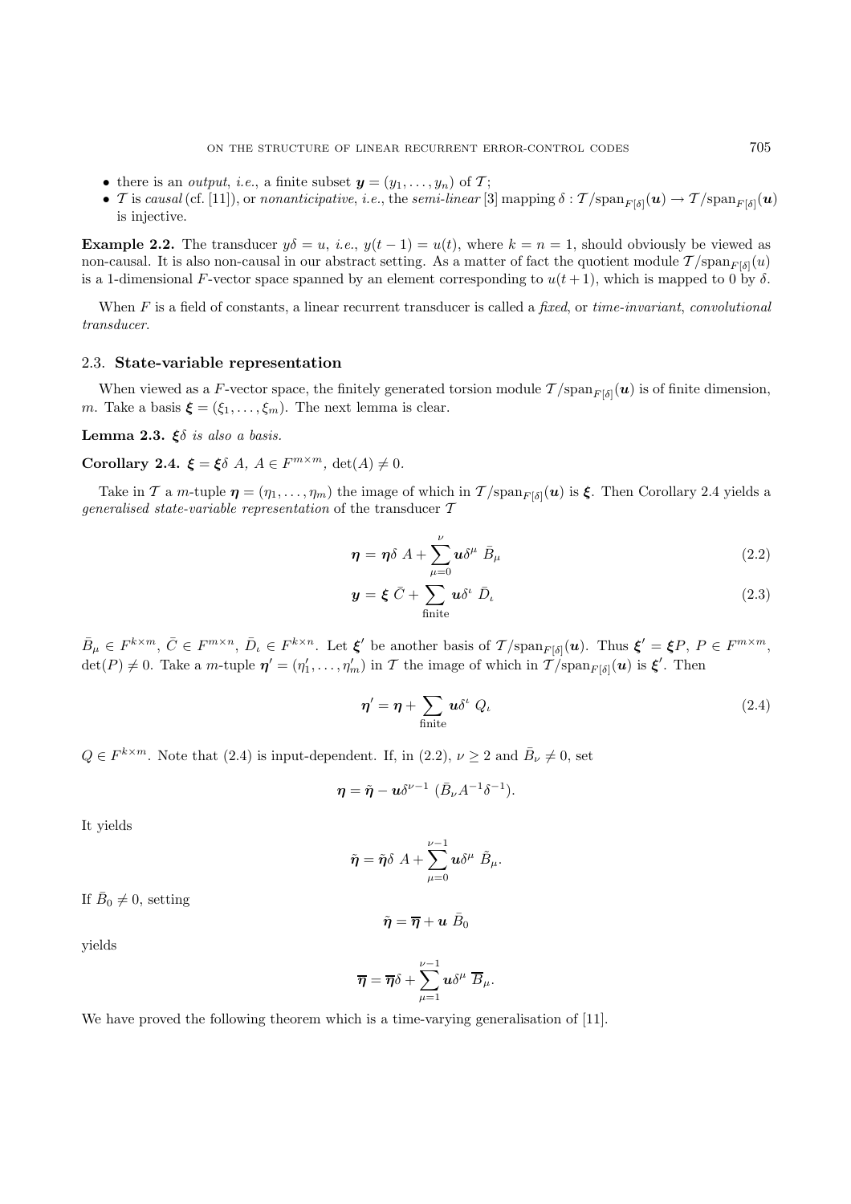- there is an *output*, *i.e.*, a finite subset $\boldsymbol{y} = (y_1, \ldots, y_n)$ of $\mathcal{T}$;
- $\mathcal{T}$ is *causal* (cf. [11]), or *nonanticipative*, *i.e.*, the *semi-linear* [3] mapping $\delta : \mathcal{T}/\text{span}_{F[\delta]}(\boldsymbol{u}) \to \mathcal{T}/\text{span}_{F[\delta]}(\boldsymbol{u})$ is injective.

**Example 2.2.** The transducer $y\delta = u$, *i.e.*, $y(t-1) = u(t)$, where $k = n = 1$, should obviously be viewed as non-causal. It is also non-causal in our abstract setting. As a matter of fact the quotient module $\mathcal{T}/\text{span}_{F[\delta]}(u)$ is a 1-dimensional $F$-vector space spanned by an element corresponding to $u(t+1)$, which is mapped to 0 by $\delta$.

When $F$ is a field of constants, a linear recurrent transducer is called a *fixed*, or *time-invariant*, *convolutional transducer*.

### 2.3. State-variable representation

When viewed as a $F$-vector space, the finitely generated torsion module $\mathcal{T}/\text{span}_{F[\delta]}(\boldsymbol{u})$ is of finite dimension, $m$. Take a basis $\boldsymbol{\xi} = (\xi_1, \ldots, \xi_m)$. The next lemma is clear.

**Lemma 2.3.** *$\boldsymbol{\xi}\delta$ is also a basis.*

**Corollary 2.4.** $\boldsymbol{\xi} = \boldsymbol{\xi}\delta\ A$, $A \in F^{m \times m}$, $\det(A) \neq 0$.

Take in $\mathcal{T}$ a $m$-tuple $\boldsymbol{\eta} = (\eta_1, \ldots, \eta_m)$ the image of which in $\mathcal{T}/\text{span}_{F[\delta]}(\boldsymbol{u})$ is $\boldsymbol{\xi}$. Then Corollary 2.4 yields a *generalised state-variable representation* of the transducer $\mathcal{T}$

$$\boldsymbol{\eta} = \boldsymbol{\eta}\delta\ A + \sum_{\mu=0}^{\nu} \boldsymbol{u}\delta^{\mu}\ \bar{B}_{\mu} \tag{2.2}$$

$$\boldsymbol{y} = \boldsymbol{\xi}\ \bar{C} + \sum_{\text{finite}} \boldsymbol{u}\delta^{\iota}\ \bar{D}_{\iota} \tag{2.3}$$

$\bar{B}_{\mu} \in F^{k \times m}$, $\bar{C} \in F^{m \times n}$, $\bar{D}_{\iota} \in F^{k \times n}$. Let $\boldsymbol{\xi}'$ be another basis of $\mathcal{T}/\text{span}_{F[\delta]}(\boldsymbol{u})$. Thus $\boldsymbol{\xi}' = \boldsymbol{\xi}P$, $P \in F^{m \times m}$, $\det(P) \neq 0$. Take a $m$-tuple $\boldsymbol{\eta}' = (\eta'_1, \ldots, \eta'_m)$ in $\mathcal{T}$ the image of which in $\mathcal{T}/\text{span}_{F[\delta]}(\boldsymbol{u})$ is $\boldsymbol{\xi}'$. Then

$$\boldsymbol{\eta}' = \boldsymbol{\eta} + \sum_{\text{finite}} \boldsymbol{u}\delta^{\iota}\ Q_{\iota} \tag{2.4}$$

$Q \in F^{k \times m}$. Note that (2.4) is input-dependent. If, in (2.2), $\nu \geq 2$ and $\bar{B}_{\nu} \neq 0$, set

$$\boldsymbol{\eta} = \tilde{\boldsymbol{\eta}} - \boldsymbol{u}\delta^{\nu-1}\ (\bar{B}_{\nu}A^{-1}\delta^{-1}).$$

It yields

$$\tilde{\boldsymbol{\eta}} = \tilde{\boldsymbol{\eta}}\delta\ A + \sum_{\mu=0}^{\nu-1} \boldsymbol{u}\delta^{\mu}\ \tilde{B}_{\mu}.$$

If $\bar{B}_0 \neq 0$, setting

$$\tilde{\boldsymbol{\eta}} = \overline{\boldsymbol{\eta}} + \boldsymbol{u}\ \bar{B}_0$$

yields

$$\overline{\boldsymbol{\eta}} = \overline{\boldsymbol{\eta}}\delta + \sum_{\mu=1}^{\nu-1} \boldsymbol{u}\delta^{\mu}\ \overline{B}_{\mu}.$$

We have proved the following theorem which is a time-varying generalisation of [11].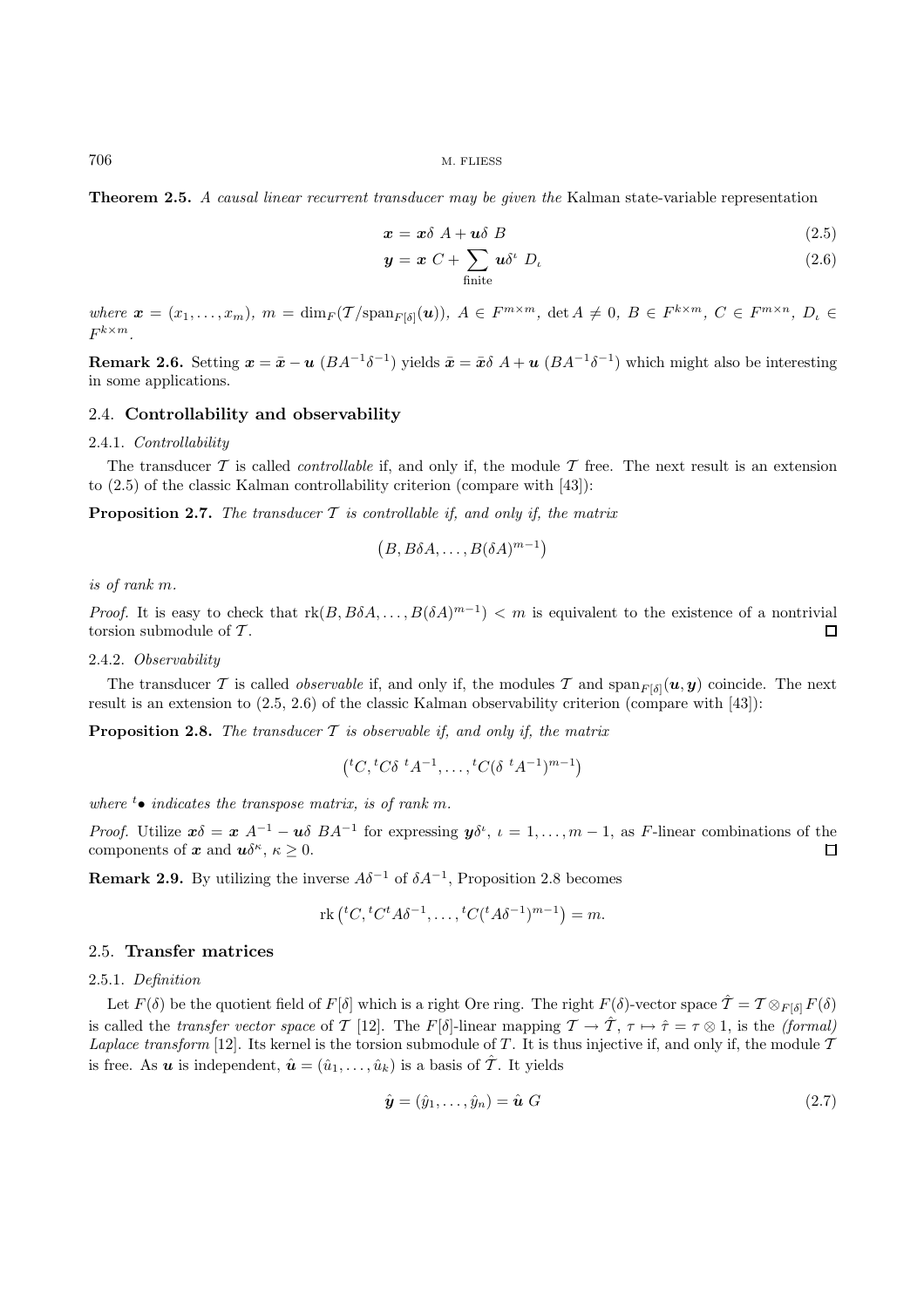**Theorem 2.5.** *A causal linear recurrent transducer may be given the* Kalman state-variable representation

$$\boldsymbol{x} = \boldsymbol{x}\delta\ A + \boldsymbol{u}\delta\ B \tag{2.5}$$

$$\boldsymbol{y} = \boldsymbol{x}\ C + \sum_{\text{finite}} \boldsymbol{u}\delta^{\iota}\ D_{\iota} \tag{2.6}$$

*where* $\boldsymbol{x} = (x_1, \ldots, x_m)$*,* $m = \dim_F(\mathcal{T}/\mathrm{span}_{F[\delta]}(\boldsymbol{u}))$*,* $A \in F^{m\times m}$*,* $\det A \neq 0$*,* $B \in F^{k\times m}$*,* $C \in F^{m\times n}$*,* $D_\iota \in F^{k\times m}$*.*

**Remark 2.6.** Setting $\boldsymbol{x} = \bar{\boldsymbol{x}} - \boldsymbol{u}\ (BA^{-1}\delta^{-1})$ yields $\bar{\boldsymbol{x}} = \bar{\boldsymbol{x}}\delta\ A + \boldsymbol{u}\ (BA^{-1}\delta^{-1})$ which might also be interesting in some applications.

## 2.4. Controllability and observability

### 2.4.1. *Controllability*

The transducer $\mathcal{T}$ is called *controllable* if, and only if, the module $\mathcal{T}$ free. The next result is an extension to (2.5) of the classic Kalman controllability criterion (compare with [43]):

**Proposition 2.7.** *The transducer* $\mathcal{T}$ *is controllable if, and only if, the matrix*

$$\left(B, B\delta A, \ldots, B(\delta A)^{m-1}\right)$$

*is of rank* $m$*.*

*Proof.* It is easy to check that $\mathrm{rk}(B, B\delta A, \ldots, B(\delta A)^{m-1}) < m$ is equivalent to the existence of a nontrivial torsion submodule of $\mathcal{T}$. □

### 2.4.2. *Observability*

The transducer $\mathcal{T}$ is called *observable* if, and only if, the modules $\mathcal{T}$ and $\mathrm{span}_{F[\delta]}(\boldsymbol{u}, \boldsymbol{y})$ coincide. The next result is an extension to (2.5, 2.6) of the classic Kalman observability criterion (compare with [43]):

**Proposition 2.8.** *The transducer* $\mathcal{T}$ *is observable if, and only if, the matrix*

$$\left({}^tC, {}^tC\delta\ {}^tA^{-1}, \ldots, {}^tC(\delta\ {}^tA^{-1})^{m-1}\right)$$

*where* ${}^t\bullet$ *indicates the transpose matrix, is of rank* $m$*.*

*Proof.* Utilize $\boldsymbol{x}\delta = \boldsymbol{x}\ A^{-1} - \boldsymbol{u}\delta\ BA^{-1}$ for expressing $\boldsymbol{y}\delta^{\iota}$, $\iota = 1, \ldots, m-1$, as $F$-linear combinations of the components of $\boldsymbol{x}$ and $\boldsymbol{u}\delta^{\kappa}$, $\kappa \geq 0$. □

**Remark 2.9.** By utilizing the inverse $A\delta^{-1}$ of $\delta A^{-1}$, Proposition 2.8 becomes

$$\mathrm{rk}\left({}^tC, {}^tC{}^tA\delta^{-1}, \ldots, {}^tC({}^tA\delta^{-1})^{m-1}\right) = m.$$

## 2.5. Transfer matrices

### 2.5.1. *Definition*

Let $F(\delta)$ be the quotient field of $F[\delta]$ which is a right Ore ring. The right $F(\delta)$-vector space $\hat{\mathcal{T}} = \mathcal{T} \otimes_{F[\delta]} F(\delta)$ is called the *transfer vector space* of $\mathcal{T}$ [12]. The $F[\delta]$-linear mapping $\mathcal{T} \to \hat{\mathcal{T}}$, $\tau \mapsto \hat{\tau} = \tau \otimes 1$, is the *(formal) Laplace transform* [12]. Its kernel is the torsion submodule of $T$. It is thus injective if, and only if, the module $\mathcal{T}$ is free. As $\boldsymbol{u}$ is independent, $\hat{\boldsymbol{u}} = (\hat{u}_1, \ldots, \hat{u}_k)$ is a basis of $\hat{\mathcal{T}}$. It yields

$$\hat{\boldsymbol{y}} = (\hat{y}_1, \ldots, \hat{y}_n) = \hat{\boldsymbol{u}}\ G \tag{2.7}$$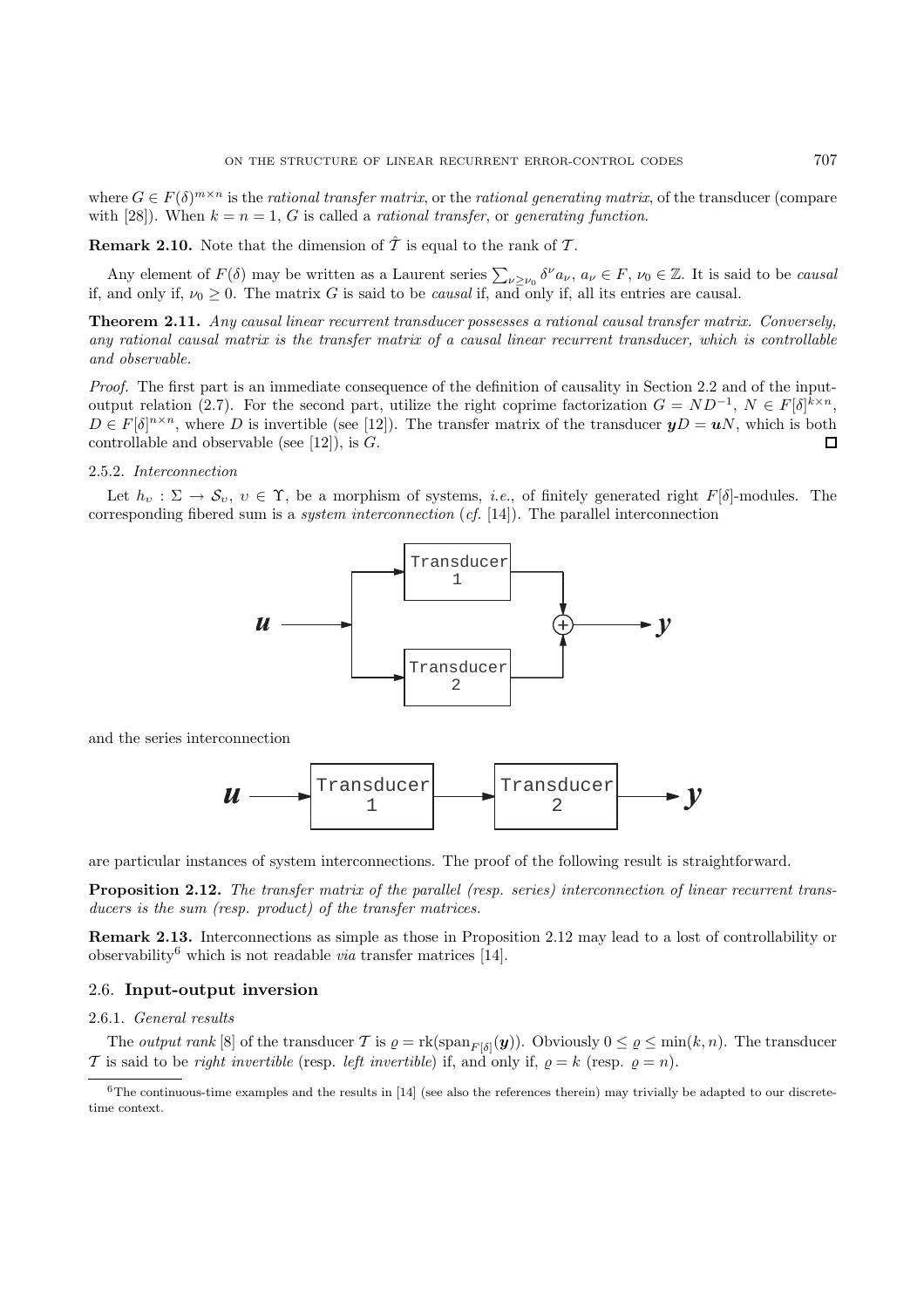where $G \in F(\delta)^{m \times n}$ is the *rational transfer matrix*, or the *rational generating matrix*, of the transducer (compare with [28]). When $k = n = 1$, $G$ is called a *rational transfer*, or *generating function*.

**Remark 2.10.** Note that the dimension of $\hat{\mathcal{T}}$ is equal to the rank of $\mathcal{T}$.

Any element of $F(\delta)$ may be written as a Laurent series $\sum_{\nu \geq \nu_0} \delta^\nu a_\nu$, $a_\nu \in F$, $\nu_0 \in \mathbb{Z}$. It is said to be *causal* if, and only if, $\nu_0 \geq 0$. The matrix $G$ is said to be *causal* if, and only if, all its entries are causal.

**Theorem 2.11.** *Any causal linear recurrent transducer possesses a rational causal transfer matrix. Conversely, any rational causal matrix is the transfer matrix of a causal linear recurrent transducer, which is controllable and observable.*

*Proof.* The first part is an immediate consequence of the definition of causality in Section 2.2 and of the input-output relation (2.7). For the second part, utilize the right coprime factorization $G = ND^{-1}$, $N \in F[\delta]^{k \times n}$, $D \in F[\delta]^{n \times n}$, where $D$ is invertible (see [12]). The transfer matrix of the transducer $\boldsymbol{y}D = \boldsymbol{u}N$, which is both controllable and observable (see [12]), is $G$. □

#### 2.5.2. *Interconnection*

Let $h_\upsilon : \Sigma \to \mathcal{S}_\upsilon$, $\upsilon \in \Upsilon$, be a morphism of systems, *i.e.*, of finitely generated right $F[\delta]$-modules. The corresponding fibered sum is a *system interconnection* (*cf.* [14]). The parallel interconnection

and the series interconnection

are particular instances of system interconnections. The proof of the following result is straightforward.

**Proposition 2.12.** *The transfer matrix of the parallel (resp. series) interconnection of linear recurrent transducers is the sum (resp. product) of the transfer matrices.*

**Remark 2.13.** Interconnections as simple as those in Proposition 2.12 may lead to a lost of controllability or observability[6] which is not readable *via* transfer matrices [14].

### 2.6. **Input-output inversion**

#### 2.6.1. *General results*

The *output rank* [8] of the transducer $\mathcal{T}$ is $\varrho = \text{rk}(\text{span}_{F[\delta]}(\boldsymbol{y}))$. Obviously $0 \leq \varrho \leq \min(k, n)$. The transducer $\mathcal{T}$ is said to be *right invertible* (resp. *left invertible*) if, and only if, $\varrho = k$ (resp. $\varrho = n$).

---

[6] The continuous-time examples and the results in [14] (see also the references therein) may trivially be adapted to our discrete-time context.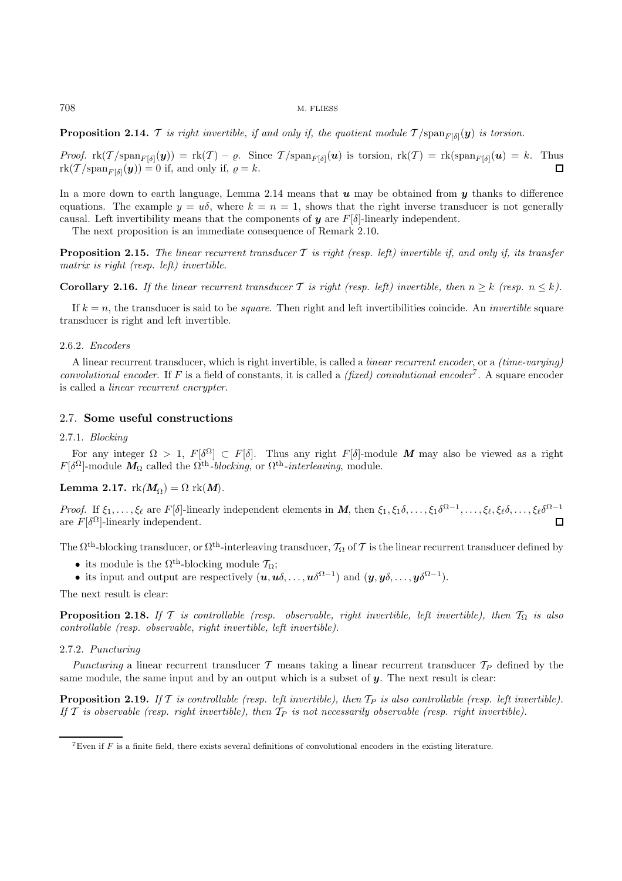**Proposition 2.14.** *$\mathcal{T}$ is right invertible, if and only if, the quotient module $\mathcal{T}/\mathrm{span}_{F[\delta]}(\boldsymbol{y})$ is torsion.*

*Proof.* $\mathrm{rk}(\mathcal{T}/\mathrm{span}_{F[\delta]}(\boldsymbol{y})) = \mathrm{rk}(\mathcal{T}) - \varrho$. Since $\mathcal{T}/\mathrm{span}_{F[\delta]}(\boldsymbol{u})$ is torsion, $\mathrm{rk}(\mathcal{T}) = \mathrm{rk}(\mathrm{span}_{F[\delta]}(\boldsymbol{u}) = k$. Thus $\mathrm{rk}(\mathcal{T}/\mathrm{span}_{F[\delta]}(\boldsymbol{y})) = 0$ if, and only if, $\varrho = k$. □

In a more down to earth language, Lemma 2.14 means that $\boldsymbol{u}$ may be obtained from $\boldsymbol{y}$ thanks to difference equations. The example $y = u\delta$, where $k = n = 1$, shows that the right inverse transducer is not generally causal. Left invertibility means that the components of $\boldsymbol{y}$ are $F[\delta]$-linearly independent.

The next proposition is an immediate consequence of Remark 2.10.

**Proposition 2.15.** *The linear recurrent transducer $\mathcal{T}$ is right (resp. left) invertible if, and only if, its transfer matrix is right (resp. left) invertible.*

**Corollary 2.16.** *If the linear recurrent transducer $\mathcal{T}$ is right (resp. left) invertible, then $n \geq k$ (resp. $n \leq k$).*

If $k = n$, the transducer is said to be *square*. Then right and left invertibilities coincide. An *invertible* square transducer is right and left invertible.

#### 2.6.2. *Encoders*

A linear recurrent transducer, which is right invertible, is called a *linear recurrent encoder*, or a *(time-varying) convolutional encoder*. If $F$ is a field of constants, it is called a *(fixed) convolutional encoder*[7]. A square encoder is called a *linear recurrent encrypter*.

### 2.7. **Some useful constructions**

#### 2.7.1. *Blocking*

For any integer $\Omega > 1$, $F[\delta^\Omega] \subset F[\delta]$. Thus any right $F[\delta]$-module $\boldsymbol{M}$ may also be viewed as a right $F[\delta^\Omega]$-module $\boldsymbol{M}_\Omega$ called the $\Omega^{\text{th}}$-*blocking*, or $\Omega^{\text{th}}$-*interleaving*, module.

**Lemma 2.17.** $\mathrm{rk}(\boldsymbol{M}_\Omega) = \Omega\ \mathrm{rk}(\boldsymbol{M})$.

*Proof.* If $\xi_1, \ldots, \xi_\ell$ are $F[\delta]$-linearly independent elements in $\boldsymbol{M}$, then $\xi_1, \xi_1\delta, \ldots, \xi_1\delta^{\Omega-1}, \ldots, \xi_\ell, \xi_\ell\delta, \ldots, \xi_\ell\delta^{\Omega-1}$ are $F[\delta^\Omega]$-linearly independent. □

The $\Omega^{\text{th}}$-blocking transducer, or $\Omega^{\text{th}}$-interleaving transducer, $\mathcal{T}_\Omega$ of $\mathcal{T}$ is the linear recurrent transducer defined by

- its module is the $\Omega^{\text{th}}$-blocking module $\mathcal{T}_\Omega$;
- its input and output are respectively $(\boldsymbol{u}, \boldsymbol{u}\delta, \ldots, \boldsymbol{u}\delta^{\Omega-1})$ and $(\boldsymbol{y}, \boldsymbol{y}\delta, \ldots, \boldsymbol{y}\delta^{\Omega-1})$.

The next result is clear:

**Proposition 2.18.** *If $\mathcal{T}$ is controllable (resp. observable, right invertible, left invertible), then $\mathcal{T}_\Omega$ is also controllable (resp. observable, right invertible, left invertible).*

#### 2.7.2. *Puncturing*

*Puncturing* a linear recurrent transducer $\mathcal{T}$ means taking a linear recurrent transducer $\mathcal{T}_P$ defined by the same module, the same input and by an output which is a subset of $\boldsymbol{y}$. The next result is clear:

**Proposition 2.19.** *If $\mathcal{T}$ is controllable (resp. left invertible), then $\mathcal{T}_P$ is also controllable (resp. left invertible). If $\mathcal{T}$ is observable (resp. right invertible), then $\mathcal{T}_P$ is not necessarily observable (resp. right invertible).*

[7] Even if $F$ is a finite field, there exists several definitions of convolutional encoders in the existing literature.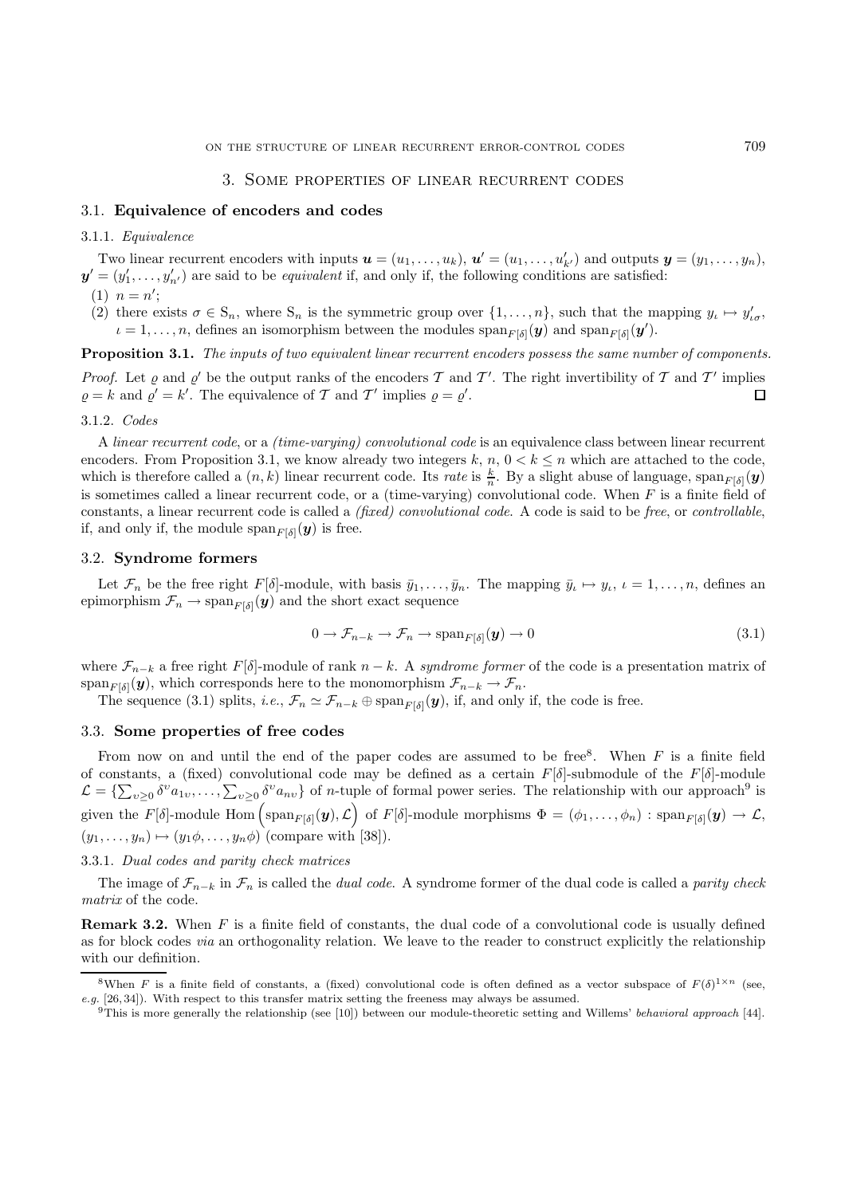## 3. Some properties of linear recurrent codes

### 3.1. Equivalence of encoders and codes

#### 3.1.1. *Equivalence*

Two linear recurrent encoders with inputs $\boldsymbol{u} = (u_1, \ldots, u_k)$, $\boldsymbol{u}' = (u_1, \ldots, u'_{k'})$ and outputs $\boldsymbol{y} = (y_1, \ldots, y_n)$, $\boldsymbol{y}' = (y'_1, \ldots, y'_{n'})$ are said to be *equivalent* if, and only if, the following conditions are satisfied:

(1) $n = n'$;

(2) there exists $\sigma \in \mathrm{S}_n$, where $\mathrm{S}_n$ is the symmetric group over $\{1, \ldots, n\}$, such that the mapping $y_\iota \mapsto y'_{\iota\sigma}$, $\iota = 1, \ldots, n$, defines an isomorphism between the modules $\mathrm{span}_{F[\delta]}(\boldsymbol{y})$ and $\mathrm{span}_{F[\delta]}(\boldsymbol{y}')$.

**Proposition 3.1.** *The inputs of two equivalent linear recurrent encoders possess the same number of components.*

*Proof.* Let $\varrho$ and $\varrho'$ be the output ranks of the encoders $\mathcal{T}$ and $\mathcal{T}'$. The right invertibility of $\mathcal{T}$ and $\mathcal{T}'$ implies $\varrho = k$ and $\varrho' = k'$. The equivalence of $\mathcal{T}$ and $\mathcal{T}'$ implies $\varrho = \varrho'$. □

#### 3.1.2. *Codes*

A *linear recurrent code*, or a *(time-varying) convolutional code* is an equivalence class between linear recurrent encoders. From Proposition 3.1, we know already two integers $k$, $n$, $0 < k \leq n$ which are attached to the code, which is therefore called a $(n, k)$ linear recurrent code. Its *rate* is $\frac{k}{n}$. By a slight abuse of language, $\mathrm{span}_{F[\delta]}(\boldsymbol{y})$ is sometimes called a linear recurrent code, or a (time-varying) convolutional code. When $F$ is a finite field of constants, a linear recurrent code is called a *(fixed) convolutional code*. A code is said to be *free*, or *controllable*, if, and only if, the module $\mathrm{span}_{F[\delta]}(\boldsymbol{y})$ is free.

### 3.2. Syndrome formers

Let $\mathcal{F}_n$ be the free right $F[\delta]$-module, with basis $\bar{y}_1, \ldots, \bar{y}_n$. The mapping $\bar{y}_\iota \mapsto y_\iota$, $\iota = 1, \ldots, n$, defines an epimorphism $\mathcal{F}_n \to \mathrm{span}_{F[\delta]}(\boldsymbol{y})$ and the short exact sequence

$$0 \to \mathcal{F}_{n-k} \to \mathcal{F}_n \to \mathrm{span}_{F[\delta]}(\boldsymbol{y}) \to 0 \tag{3.1}$$

where $\mathcal{F}_{n-k}$ a free right $F[\delta]$-module of rank $n - k$. A *syndrome former* of the code is a presentation matrix of $\mathrm{span}_{F[\delta]}(\boldsymbol{y})$, which corresponds here to the monomorphism $\mathcal{F}_{n-k} \to \mathcal{F}_n$.

The sequence (3.1) splits, *i.e.*, $\mathcal{F}_n \simeq \mathcal{F}_{n-k} \oplus \mathrm{span}_{F[\delta]}(\boldsymbol{y})$, if, and only if, the code is free.

### 3.3. Some properties of free codes

From now on and until the end of the paper codes are assumed to be free[8]. When $F$ is a finite field of constants, a (fixed) convolutional code may be defined as a certain $F[\delta]$-submodule of the $F[\delta]$-module $\mathcal{L} = \{\sum_{\upsilon \geq 0} \delta^\upsilon a_{1\upsilon}, \ldots, \sum_{\upsilon \geq 0} \delta^\upsilon a_{n\upsilon}\}$ of $n$-tuple of formal power series. The relationship with our approach[9] is given the $F[\delta]$-module $\mathrm{Hom}\left(\mathrm{span}_{F[\delta]}(\boldsymbol{y}), \mathcal{L}\right)$ of $F[\delta]$-module morphisms $\Phi = (\phi_1, \ldots, \phi_n) : \mathrm{span}_{F[\delta]}(\boldsymbol{y}) \to \mathcal{L}$, $(y_1, \ldots, y_n) \mapsto (y_1\phi, \ldots, y_n\phi)$ (compare with [38]).

#### 3.3.1. *Dual codes and parity check matrices*

The image of $\mathcal{F}_{n-k}$ in $\mathcal{F}_n$ is called the *dual code*. A syndrome former of the dual code is called a *parity check matrix* of the code.

**Remark 3.2.** When $F$ is a finite field of constants, the dual code of a convolutional code is usually defined as for block codes *via* an orthogonality relation. We leave to the reader to construct explicitly the relationship with our definition.

---

[8] When $F$ is a finite field of constants, a (fixed) convolutional code is often defined as a vector subspace of $F(\delta)^{1\times n}$ (see, *e.g.* [26, 34]). With respect to this transfer matrix setting the freeness may always be assumed.

[9] This is more generally the relationship (see [10]) between our module-theoretic setting and Willems' *behavioral approach* [44].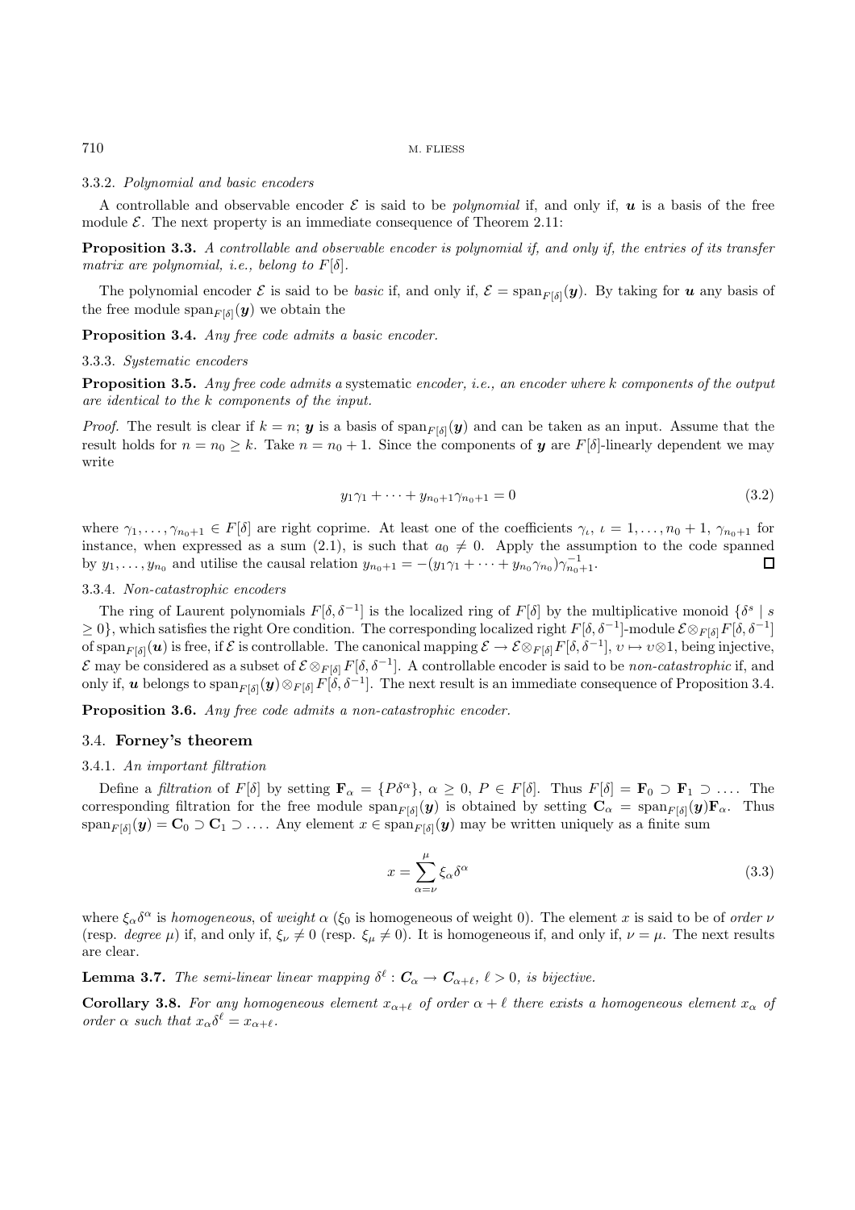#### 3.3.2. *Polynomial and basic encoders*

A controllable and observable encoder $\mathcal{E}$ is said to be *polynomial* if, and only if, $\boldsymbol{u}$ is a basis of the free module $\mathcal{E}$. The next property is an immediate consequence of Theorem 2.11:

**Proposition 3.3.** *A controllable and observable encoder is polynomial if, and only if, the entries of its transfer matrix are polynomial, i.e., belong to $F[\delta]$.*

The polynomial encoder $\mathcal{E}$ is said to be *basic* if, and only if, $\mathcal{E} = \mathrm{span}_{F[\delta]}(\boldsymbol{y})$. By taking for $\boldsymbol{u}$ any basis of the free module $\mathrm{span}_{F[\delta]}(\boldsymbol{y})$ we obtain the

**Proposition 3.4.** *Any free code admits a basic encoder.*

#### 3.3.3. *Systematic encoders*

**Proposition 3.5.** *Any free code admits a* systematic *encoder, i.e., an encoder where $k$ components of the output are identical to the $k$ components of the input.*

*Proof.* The result is clear if $k = n$; $\boldsymbol{y}$ is a basis of $\mathrm{span}_{F[\delta]}(\boldsymbol{y})$ and can be taken as an input. Assume that the result holds for $n = n_0 \geq k$. Take $n = n_0 + 1$. Since the components of $\boldsymbol{y}$ are $F[\delta]$-linearly dependent we may write

$$y_1\gamma_1 + \cdots + y_{n_0+1}\gamma_{n_0+1} = 0 \tag{3.2}$$

where $\gamma_1, \ldots, \gamma_{n_0+1} \in F[\delta]$ are right coprime. At least one of the coefficients $\gamma_\iota$, $\iota = 1, \ldots, n_0+1$, $\gamma_{n_0+1}$ for instance, when expressed as a sum (2.1), is such that $a_0 \neq 0$. Apply the assumption to the code spanned by $y_1, \ldots, y_{n_0}$ and utilise the causal relation $y_{n_0+1} = -(y_1\gamma_1 + \cdots + y_{n_0}\gamma_{n_0})\gamma_{n_0+1}^{-1}$. □

#### 3.3.4. *Non-catastrophic encoders*

The ring of Laurent polynomials $F[\delta, \delta^{-1}]$ is the localized ring of $F[\delta]$ by the multiplicative monoid $\{\delta^s \mid s \geq 0\}$, which satisfies the right Ore condition. The corresponding localized right $F[\delta, \delta^{-1}]$-module $\mathcal{E} \otimes_{F[\delta]} F[\delta, \delta^{-1}]$ of $\mathrm{span}_{F[\delta]}(\boldsymbol{u})$ is free, if $\mathcal{E}$ is controllable. The canonical mapping $\mathcal{E} \to \mathcal{E} \otimes_{F[\delta]} F[\delta, \delta^{-1}]$, $\upsilon \mapsto \upsilon \otimes 1$, being injective, $\mathcal{E}$ may be considered as a subset of $\mathcal{E} \otimes_{F[\delta]} F[\delta, \delta^{-1}]$. A controllable encoder is said to be *non-catastrophic* if, and only if, $\boldsymbol{u}$ belongs to $\mathrm{span}_{F[\delta]}(\boldsymbol{y}) \otimes_{F[\delta]} F[\delta, \delta^{-1}]$. The next result is an immediate consequence of Proposition 3.4.

**Proposition 3.6.** *Any free code admits a non-catastrophic encoder.*

### 3.4. **Forney's theorem**

#### 3.4.1. *An important filtration*

Define a *filtration* of $F[\delta]$ by setting $\mathbf{F}_\alpha = \{P\delta^\alpha\}$, $\alpha \geq 0$, $P \in F[\delta]$. Thus $F[\delta] = \mathbf{F}_0 \supset \mathbf{F}_1 \supset \ldots$. The corresponding filtration for the free module $\mathrm{span}_{F[\delta]}(\boldsymbol{y})$ is obtained by setting $\mathbf{C}_\alpha = \mathrm{span}_{F[\delta]}(\boldsymbol{y})\mathbf{F}_\alpha$. Thus $\mathrm{span}_{F[\delta]}(\boldsymbol{y}) = \mathbf{C}_0 \supset \mathbf{C}_1 \supset \ldots$. Any element $x \in \mathrm{span}_{F[\delta]}(\boldsymbol{y})$ may be written uniquely as a finite sum

$$x = \sum_{\alpha=\nu}^{\mu} \xi_\alpha \delta^\alpha \tag{3.3}$$

where $\xi_\alpha\delta^\alpha$ is *homogeneous*, of *weight* $\alpha$ ($\xi_0$ is homogeneous of weight 0). The element $x$ is said to be of *order* $\nu$ (resp. *degree* $\mu$) if, and only if, $\xi_\nu \neq 0$ (resp. $\xi_\mu \neq 0$). It is homogeneous if, and only if, $\nu = \mu$. The next results are clear.

**Lemma 3.7.** *The semi-linear linear mapping $\delta^\ell : \boldsymbol{C}_\alpha \to \boldsymbol{C}_{\alpha+\ell}$, $\ell > 0$, is bijective.*

**Corollary 3.8.** *For any homogeneous element $x_{\alpha+\ell}$ of order $\alpha + \ell$ there exists a homogeneous element $x_\alpha$ of order $\alpha$ such that $x_\alpha\delta^\ell = x_{\alpha+\ell}$.*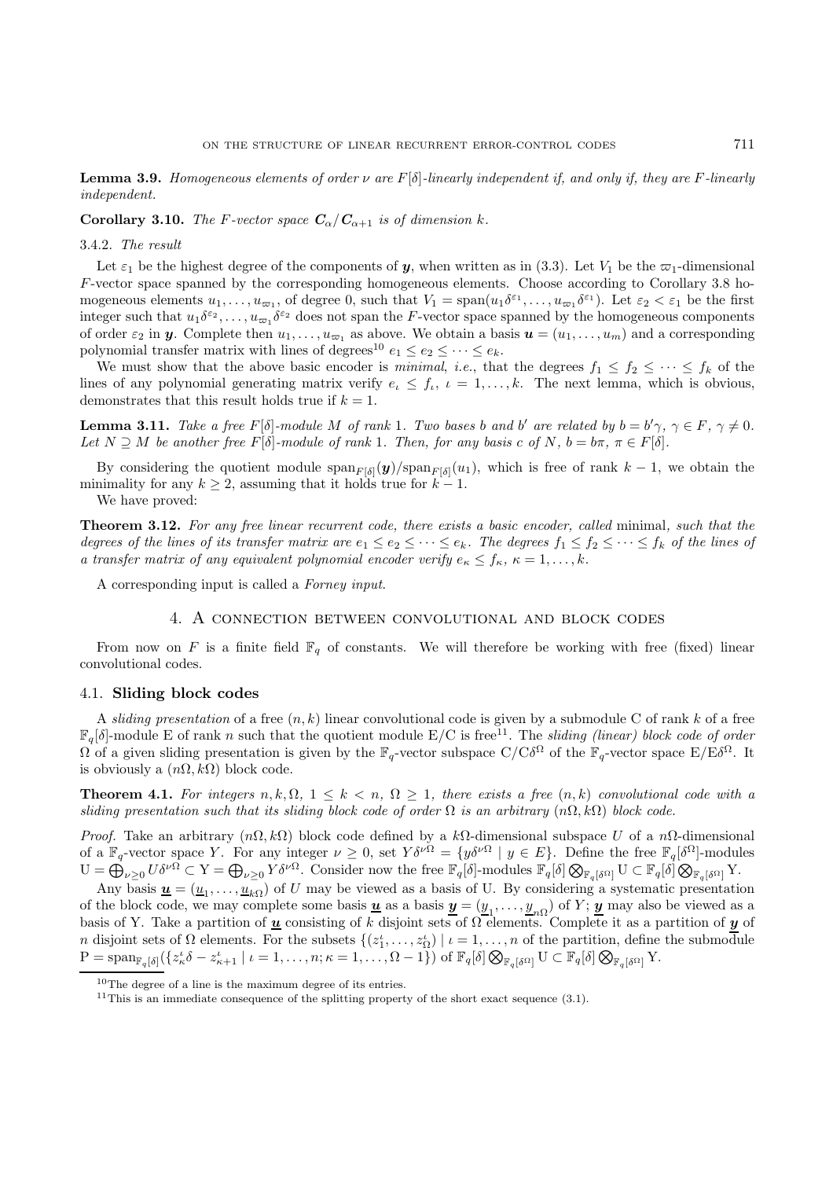**Lemma 3.9.** *Homogeneous elements of order $\nu$ are $F[\delta]$-linearly independent if, and only if, they are $F$-linearly independent.*

**Corollary 3.10.** *The $F$-vector space $\boldsymbol{C}_\alpha/\boldsymbol{C}_{\alpha+1}$ is of dimension $k$.*

#### 3.4.2. *The result*

Let $\varepsilon_1$ be the highest degree of the components of $\boldsymbol{y}$, when written as in (3.3). Let $V_1$ be the $\varpi_1$-dimensional $F$-vector space spanned by the corresponding homogeneous elements. Choose according to Corollary 3.8 homogeneous elements $u_1, \ldots, u_{\varpi_1}$, of degree 0, such that $V_1 = \operatorname{span}(u_1\delta^{\varepsilon_1}, \ldots, u_{\varpi_1}\delta^{\varepsilon_1})$. Let $\varepsilon_2 < \varepsilon_1$ be the first integer such that $u_1\delta^{\varepsilon_2}, \ldots, u_{\varpi_1}\delta^{\varepsilon_2}$ does not span the $F$-vector space spanned by the homogeneous components of order $\varepsilon_2$ in $\boldsymbol{y}$. Complete then $u_1, \ldots, u_{\varpi_1}$ as above. We obtain a basis $\boldsymbol{u} = (u_1, \ldots, u_m)$ and a corresponding polynomial transfer matrix with lines of degrees[10] $e_1 \leq e_2 \leq \cdots \leq e_k$.

We must show that the above basic encoder is *minimal*, *i.e.*, that the degrees $f_1 \leq f_2 \leq \cdots \leq f_k$ of the lines of any polynomial generating matrix verify $e_\iota \leq f_\iota$, $\iota = 1, \ldots, k$. The next lemma, which is obvious, demonstrates that this result holds true if $k = 1$.

**Lemma 3.11.** *Take a free $F[\delta]$-module $M$ of rank 1. Two bases $b$ and $b'$ are related by $b = b'\gamma$, $\gamma \in F$, $\gamma \neq 0$. Let $N \supseteq M$ be another free $F[\delta]$-module of rank 1. Then, for any basis $c$ of $N$, $b = b\pi$, $\pi \in F[\delta]$.*

By considering the quotient module $\operatorname{span}_{F[\delta]}(\boldsymbol{y})/\operatorname{span}_{F[\delta]}(u_1)$, which is free of rank $k-1$, we obtain the minimality for any $k \geq 2$, assuming that it holds true for $k-1$.

We have proved:

**Theorem 3.12.** *For any free linear recurrent code, there exists a basic encoder, called* minimal*, such that the degrees of the lines of its transfer matrix are $e_1 \leq e_2 \leq \cdots \leq e_k$. The degrees $f_1 \leq f_2 \leq \cdots \leq f_k$ of the lines of a transfer matrix of any equivalent polynomial encoder verify $e_\kappa \leq f_\kappa$, $\kappa = 1, \ldots, k$.*

A corresponding input is called a *Forney input*.

## 4. A connection between convolutional and block codes

From now on $F$ is a finite field $\mathbb{F}_q$ of constants. We will therefore be working with free (fixed) linear convolutional codes.

### 4.1. Sliding block codes

A *sliding presentation* of a free $(n, k)$ linear convolutional code is given by a submodule C of rank $k$ of a free $\mathbb{F}_q[\delta]$-module E of rank $n$ such that the quotient module E/C is free[11]. The *sliding (linear) block code of order* $\Omega$ of a given sliding presentation is given by the $\mathbb{F}_q$-vector subspace $\mathrm{C}/\mathrm{C}\delta^\Omega$ of the $\mathbb{F}_q$-vector space $\mathrm{E}/\mathrm{E}\delta^\Omega$. It is obviously a $(n\Omega, k\Omega)$ block code.

**Theorem 4.1.** *For integers $n, k, \Omega$, $1 \leq k < n$, $\Omega \geq 1$, there exists a free $(n, k)$ convolutional code with a sliding presentation such that its sliding block code of order $\Omega$ is an arbitrary $(n\Omega, k\Omega)$ block code.*

*Proof.* Take an arbitrary $(n\Omega, k\Omega)$ block code defined by a $k\Omega$-dimensional subspace $U$ of a $n\Omega$-dimensional of a $\mathbb{F}_q$-vector space $Y$. For any integer $\nu \geq 0$, set $Y\delta^{\nu\Omega} = \{y\delta^{\nu\Omega} \mid y \in E\}$. Define the free $\mathbb{F}_q[\delta^\Omega]$-modules $\mathrm{U} = \bigoplus_{\nu \geq 0} U\delta^{\nu\Omega} \subset \mathrm{Y} = \bigoplus_{\nu \geq 0} Y\delta^{\nu\Omega}$. Consider now the free $\mathbb{F}_q[\delta]$-modules $\mathbb{F}_q[\delta] \bigotimes_{\mathbb{F}_q[\delta^\Omega]} \mathrm{U} \subset \mathbb{F}_q[\delta] \bigotimes_{\mathbb{F}_q[\delta^\Omega]} \mathrm{Y}$.

Any basis $\underline{\boldsymbol{u}} = (\underline{u}_1, \ldots, \underline{u}_{k\Omega})$ of $U$ may be viewed as a basis of U. By considering a systematic presentation of the block code, we may complete some basis $\underline{\boldsymbol{u}}$ as a basis $\underline{\boldsymbol{y}} = (\underline{y}_1, \ldots, \underline{y}_{n\Omega})$ of $Y$; $\underline{\boldsymbol{y}}$ may also be viewed as a basis of Y. Take a partition of $\underline{\boldsymbol{u}}$ consisting of $k$ disjoint sets of $\Omega$ elements. Complete it as a partition of $\underline{\boldsymbol{y}}$ of $n$ disjoint sets of $\Omega$ elements. For the subsets $\{(z_1^\iota, \ldots, z_\Omega^\iota) \mid \iota = 1, \ldots, n$ of the partition, define the submodule $\mathrm{P} = \operatorname{span}_{\mathbb{F}_q[\delta]}(\{z_\kappa^\iota\delta - z_{\kappa+1}^\iota \mid \iota = 1, \ldots, n; \kappa = 1, \ldots, \Omega - 1\})$ of $\mathbb{F}_q[\delta] \bigotimes_{\mathbb{F}_q[\delta^\Omega]} \mathrm{U} \subset \mathbb{F}_q[\delta] \bigotimes_{\mathbb{F}_q[\delta^\Omega]} \mathrm{Y}$.

---

[10] The degree of a line is the maximum degree of its entries.

[11] This is an immediate consequence of the splitting property of the short exact sequence (3.1).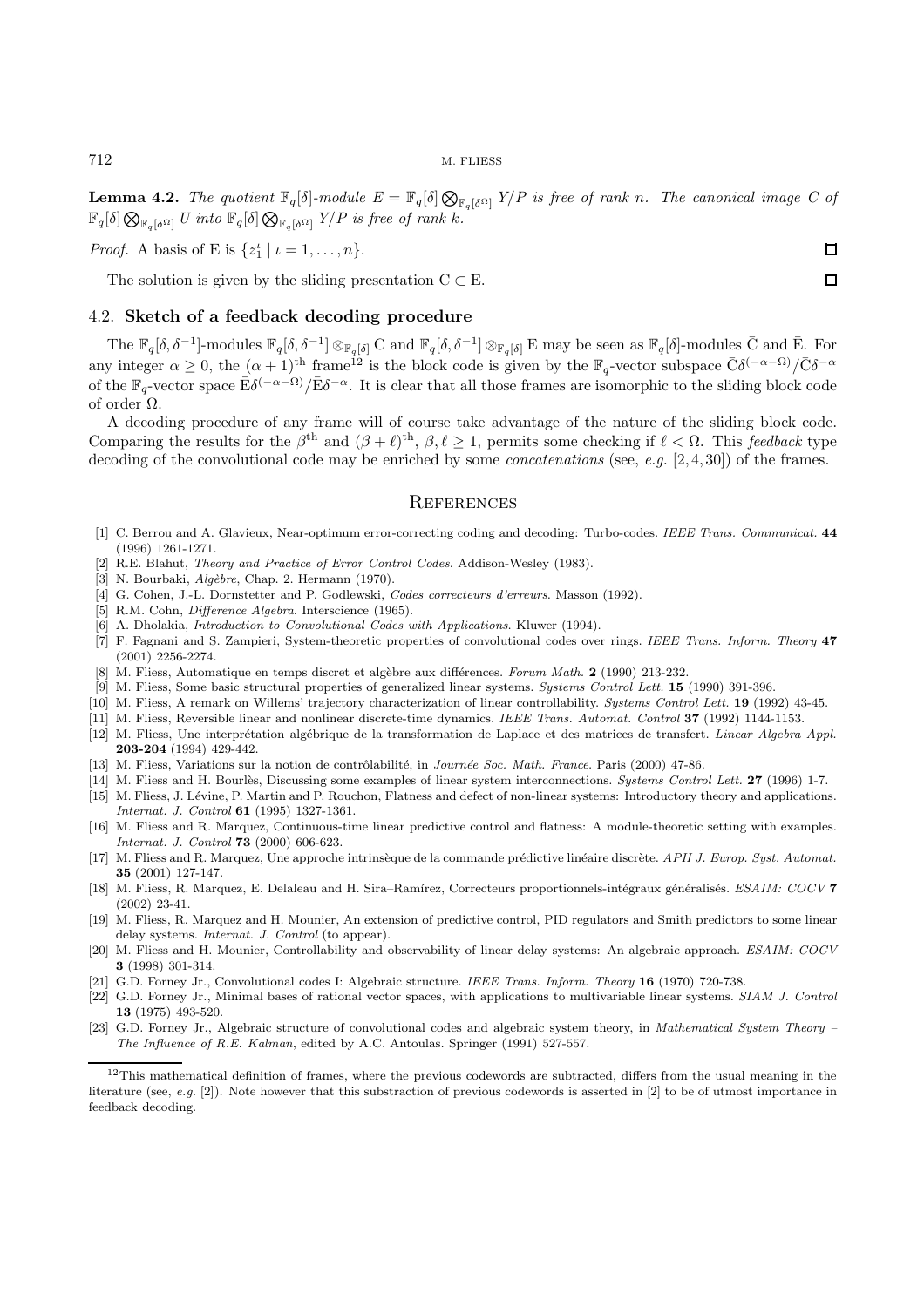**Lemma 4.2.** *The quotient $\mathbb{F}_q[\delta]$-module $E = \mathbb{F}_q[\delta] \bigotimes_{\mathbb{F}_q[\delta^\Omega]} Y/P$ is free of rank $n$. The canonical image $C$ of $\mathbb{F}_q[\delta] \bigotimes_{\mathbb{F}_q[\delta^\Omega]} U$ into $\mathbb{F}_q[\delta] \bigotimes_{\mathbb{F}_q[\delta^\Omega]} Y/P$ is free of rank $k$.*

*Proof.* A basis of E is $\{z_1^\iota \mid \iota = 1, \ldots, n\}$. □

The solution is given by the sliding presentation $\mathrm{C} \subset \mathrm{E}$. □

### 4.2. Sketch of a feedback decoding procedure

The $\mathbb{F}_q[\delta, \delta^{-1}]$-modules $\mathbb{F}_q[\delta, \delta^{-1}] \otimes_{\mathbb{F}_q[\delta]} \mathrm{C}$ and $\mathbb{F}_q[\delta, \delta^{-1}] \otimes_{\mathbb{F}_q[\delta]} \mathrm{E}$ may be seen as $\mathbb{F}_q[\delta]$-modules $\bar{\mathrm{C}}$ and $\bar{\mathrm{E}}$. For any integer $\alpha \geq 0$, the $(\alpha+1)^{\text{th}}$ frame[12] is the block code is given by the $\mathbb{F}_q$-vector subspace $\bar{\mathrm{C}}\delta^{(-\alpha-\Omega)}/\bar{\mathrm{C}}\delta^{-\alpha}$ of the $\mathbb{F}_q$-vector space $\bar{\mathrm{E}}\delta^{(-\alpha-\Omega)}/\bar{\mathrm{E}}\delta^{-\alpha}$. It is clear that all those frames are isomorphic to the sliding block code of order $\Omega$.

A decoding procedure of any frame will of course take advantage of the nature of the sliding block code. Comparing the results for the $\beta^{\text{th}}$ and $(\beta+\ell)^{\text{th}}$, $\beta, \ell \geq 1$, permits some checking if $\ell < \Omega$. This *feedback* type decoding of the convolutional code may be enriched by some *concatenations* (see, *e.g.* [2, 4, 30]) of the frames.

## References

[1] C. Berrou and A. Glavieux, Near-optimum error-correcting coding and decoding: Turbo-codes. *IEEE Trans. Communicat.* **44** (1996) 1261-1271.

[2] R.E. Blahut, *Theory and Practice of Error Control Codes*. Addison-Wesley (1983).

[3] N. Bourbaki, *Algèbre*, Chap. 2. Hermann (1970).

[4] G. Cohen, J.-L. Dornstetter and P. Godlewski, *Codes correcteurs d'erreurs*. Masson (1992).

[5] R.M. Cohn, *Difference Algebra*. Interscience (1965).

[6] A. Dholakia, *Introduction to Convolutional Codes with Applications*. Kluwer (1994).

[7] F. Fagnani and S. Zampieri, System-theoretic properties of convolutional codes over rings. *IEEE Trans. Inform. Theory* **47** (2001) 2256-2274.

[8] M. Fliess, Automatique en temps discret et algèbre aux différences. *Forum Math.* **2** (1990) 213-232.

[9] M. Fliess, Some basic structural properties of generalized linear systems. *Systems Control Lett.* **15** (1990) 391-396.

[10] M. Fliess, A remark on Willems' trajectory characterization of linear controllability. *Systems Control Lett.* **19** (1992) 43-45.

[11] M. Fliess, Reversible linear and nonlinear discrete-time dynamics. *IEEE Trans. Automat. Control* **37** (1992) 1144-1153.

[12] M. Fliess, Une interprétation algébrique de la transformation de Laplace et des matrices de transfert. *Linear Algebra Appl.* **203-204** (1994) 429-442.

[13] M. Fliess, Variations sur la notion de contrôlabilité, in *Journée Soc. Math. France*. Paris (2000) 47-86.

[14] M. Fliess and H. Bourlès, Discussing some examples of linear system interconnections. *Systems Control Lett.* **27** (1996) 1-7.

[15] M. Fliess, J. Lévine, P. Martin and P. Rouchon, Flatness and defect of non-linear systems: Introductory theory and applications. *Internat. J. Control* **61** (1995) 1327-1361.

[16] M. Fliess and R. Marquez, Continuous-time linear predictive control and flatness: A module-theoretic setting with examples. *Internat. J. Control* **73** (2000) 606-623.

[17] M. Fliess and R. Marquez, Une approche intrinsèque de la commande prédictive linéaire discrète. *APII J. Europ. Syst. Automat.* **35** (2001) 127-147.

[18] M. Fliess, R. Marquez, E. Delaleau and H. Sira–Ramírez, Correcteurs proportionnels-intégraux généralisés. *ESAIM: COCV* **7** (2002) 23-41.

[19] M. Fliess, R. Marquez and H. Mounier, An extension of predictive control, PID regulators and Smith predictors to some linear delay systems. *Internat. J. Control* (to appear).

[20] M. Fliess and H. Mounier, Controllability and observability of linear delay systems: An algebraic approach. *ESAIM: COCV* **3** (1998) 301-314.

[21] G.D. Forney Jr., Convolutional codes I: Algebraic structure. *IEEE Trans. Inform. Theory* **16** (1970) 720-738.

[22] G.D. Forney Jr., Minimal bases of rational vector spaces, with applications to multivariable linear systems. *SIAM J. Control* **13** (1975) 493-520.

[23] G.D. Forney Jr., Algebraic structure of convolutional codes and algebraic system theory, in *Mathematical System Theory – The Influence of R.E. Kalman*, edited by A.C. Antoulas. Springer (1991) 527-557.

---

[12] This mathematical definition of frames, where the previous codewords are subtracted, differs from the usual meaning in the literature (see, *e.g.* [2]). Note however that this substraction of previous codewords is asserted in [2] to be of utmost importance in feedback decoding.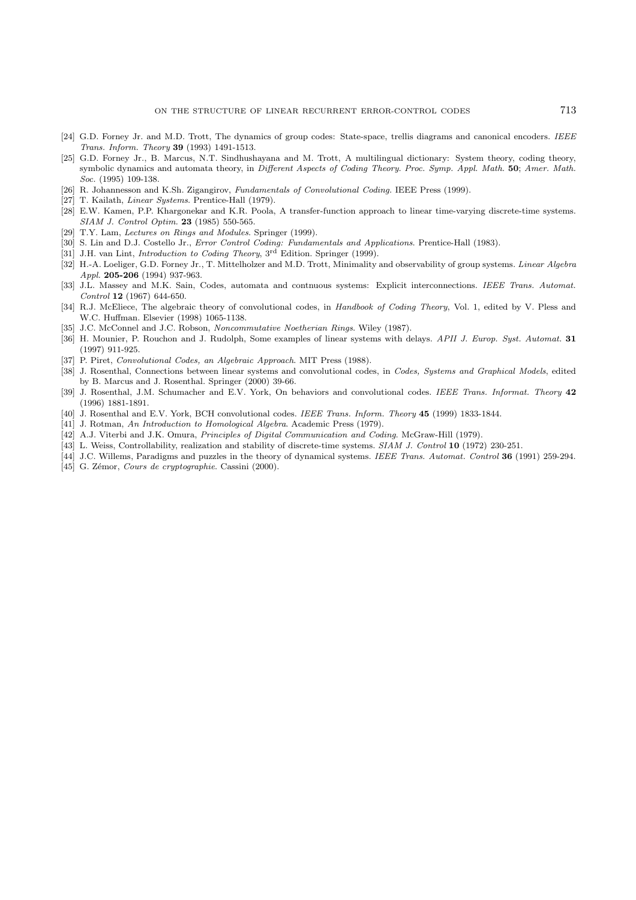[24] G.D. Forney Jr. and M.D. Trott, The dynamics of group codes: State-space, trellis diagrams and canonical encoders. *IEEE Trans. Inform. Theory* **39** (1993) 1491-1513.

[25] G.D. Forney Jr., B. Marcus, N.T. Sindhushayana and M. Trott, A multilingual dictionary: System theory, coding theory, symbolic dynamics and automata theory, in *Different Aspects of Coding Theory. Proc. Symp. Appl. Math.* **50**; *Amer. Math. Soc.* (1995) 109-138.

[26] R. Johannesson and K.Sh. Zigangirov, *Fundamentals of Convolutional Coding*. IEEE Press (1999).

[27] T. Kailath, *Linear Systems*. Prentice-Hall (1979).

[28] E.W. Kamen, P.P. Khargonekar and K.R. Poola, A transfer-function approach to linear time-varying discrete-time systems. *SIAM J. Control Optim.* **23** (1985) 550-565.

[29] T.Y. Lam, *Lectures on Rings and Modules*. Springer (1999).

[30] S. Lin and D.J. Costello Jr., *Error Control Coding: Fundamentals and Applications*. Prentice-Hall (1983).

[31] J.H. van Lint, *Introduction to Coding Theory*, 3rd Edition. Springer (1999).

[32] H.-A. Loeliger, G.D. Forney Jr., T. Mittelholzer and M.D. Trott, Minimality and observability of group systems. *Linear Algebra Appl.* **205-206** (1994) 937-963.

[33] J.L. Massey and M.K. Sain, Codes, automata and contnuous systems: Explicit interconnections. *IEEE Trans. Automat. Control* **12** (1967) 644-650.

[34] R.J. McEliece, The algebraic theory of convolutional codes, in *Handbook of Coding Theory*, Vol. 1, edited by V. Pless and W.C. Huffman. Elsevier (1998) 1065-1138.

[35] J.C. McConnel and J.C. Robson, *Noncommutative Noetherian Rings*. Wiley (1987).

[36] H. Mounier, P. Rouchon and J. Rudolph, Some examples of linear systems with delays. *APII J. Europ. Syst. Automat.* **31** (1997) 911-925.

[37] P. Piret, *Convolutional Codes, an Algebraic Approach*. MIT Press (1988).

[38] J. Rosenthal, Connections between linear systems and convolutional codes, in *Codes, Systems and Graphical Models*, edited by B. Marcus and J. Rosenthal. Springer (2000) 39-66.

[39] J. Rosenthal, J.M. Schumacher and E.V. York, On behaviors and convolutional codes. *IEEE Trans. Informat. Theory* **42** (1996) 1881-1891.

[40] J. Rosenthal and E.V. York, BCH convolutional codes. *IEEE Trans. Inform. Theory* **45** (1999) 1833-1844.

[41] J. Rotman, *An Introduction to Homological Algebra*. Academic Press (1979).

[42] A.J. Viterbi and J.K. Omura, *Principles of Digital Communication and Coding*. McGraw-Hill (1979).

[43] L. Weiss, Controllability, realization and stability of discrete-time systems. *SIAM J. Control* **10** (1972) 230-251.

[44] J.C. Willems, Paradigms and puzzles in the theory of dynamical systems. *IEEE Trans. Automat. Control* **36** (1991) 259-294.

[45] G. Zémor, *Cours de cryptographie*. Cassini (2000).